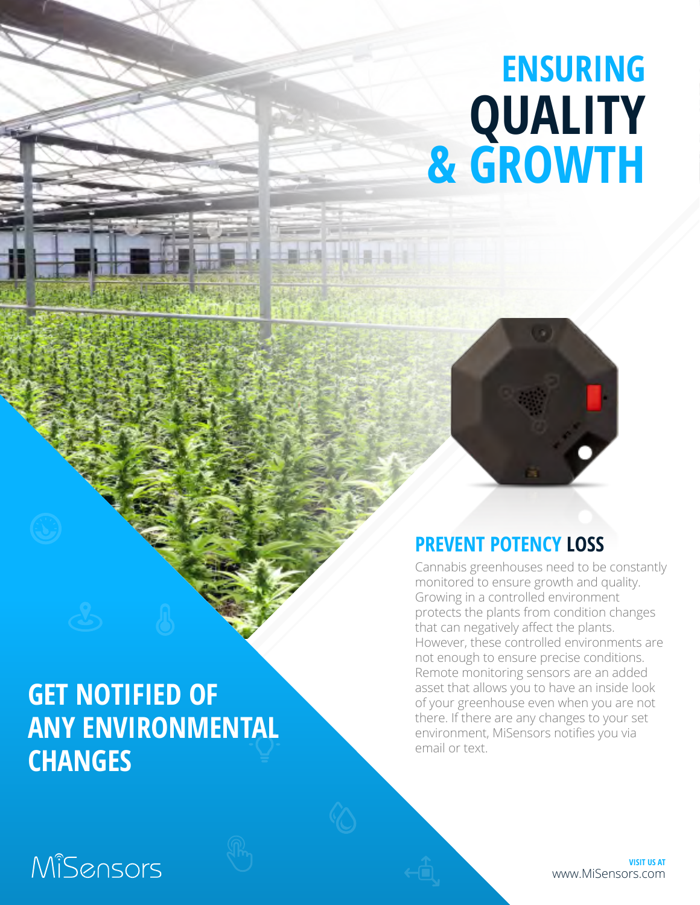# ENSURING QUALITY & GROWTH

## PREVENT POTENCY LOSS

Cannabis greenhouses need to be constantly monitored to ensure growth and quality. Growing in a controlled environment protects the plants from condition changes that can negatively affect the plants. However, these controlled environments are not enough to ensure precise conditions. Remote monitoring sensors are an added asset that allows you to have an inside look of your greenhouse even when you are not there. If there are any changes to your set environment, MiSensors notifies you via email or text.

## GET NOTIFIED OF ANY ENVIRONMENTAL CHANGES

MiSensors

**VISIT US AT**
www.MiSensors.com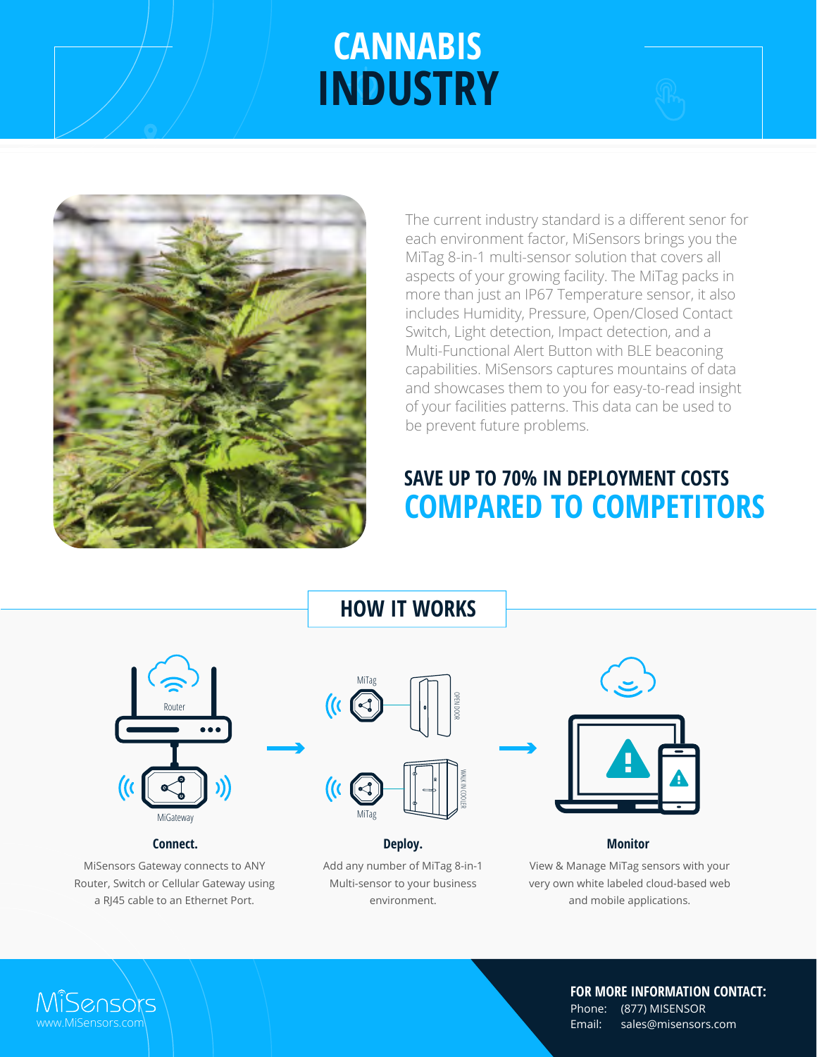# CANNABIS INDUSTRY

The current industry standard is a different senor for each environment factor, MiSensors brings you the MiTag 8-in-1 multi-sensor solution that covers all aspects of your growing facility. The MiTag packs in more than just an IP67 Temperature sensor, it also includes Humidity, Pressure, Open/Closed Contact Switch, Light detection, Impact detection, and a Multi-Functional Alert Button with BLE beaconing capabilities. MiSensors captures mountains of data and showcases them to you for easy-to-read insight of your facilities patterns. This data can be used to be prevent future problems.

## SAVE UP TO 70% IN DEPLOYMENT COSTS COMPARED TO COMPETITORS

## HOW IT WORKS

Router

MiGateway

MiTag

OPEN DOOR

MiTag

WALK IN COOLER

**Connect.**

MiSensors Gateway connects to ANY Router, Switch or Cellular Gateway using a RJ45 cable to an Ethernet Port.

**Deploy.**

Add any number of MiTag 8-in-1 Multi-sensor to your business environment.

**Monitor**

View & Manage MiTag sensors with your very own white labeled cloud-based web and mobile applications.

MiSensors
www.MiSensors.com

**FOR MORE INFORMATION CONTACT:**

Phone: (877) MISENSOR

Email: sales@misensors.com